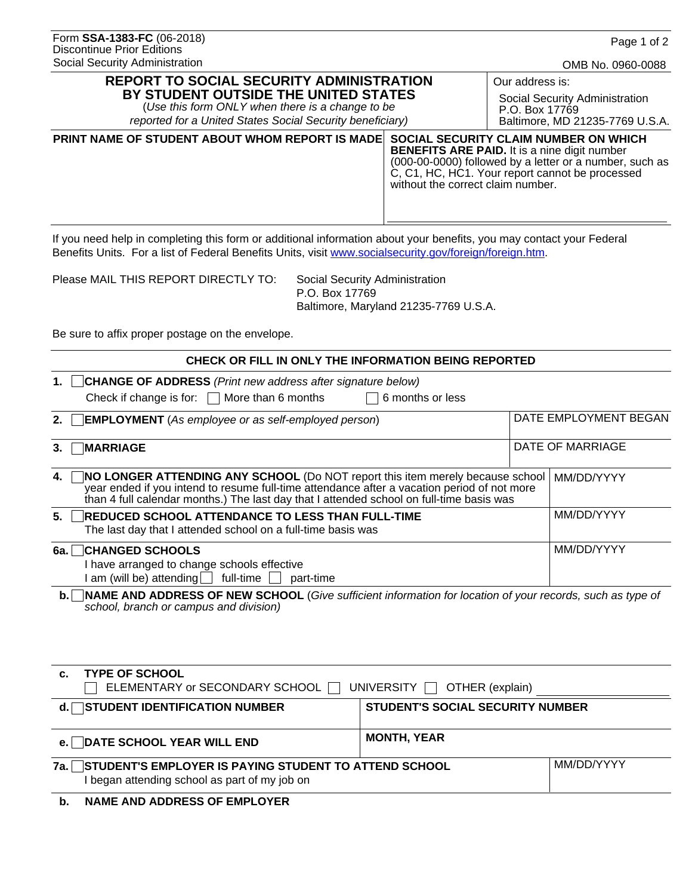Form **SSA-1383-FC** (06-2018)
Discontinue Prior Editions
Social Security Administration

OMB No. 0960-0088

# REPORT TO SOCIAL SECURITY ADMINISTRATION BY STUDENT OUTSIDE THE UNITED STATES

(*Use this form ONLY when there is a change to be reported for a United States Social Security beneficiary)*

Our address is:

Social Security Administration
P.O. Box 17769
Baltimore, MD 21235-7769 U.S.A.

| **PRINT NAME OF STUDENT ABOUT WHOM REPORT IS MADE** | **SOCIAL SECURITY CLAIM NUMBER ON WHICH BENEFITS ARE PAID.** It is a nine digit number (000-00-0000) followed by a letter or a number, such as C, C1, HC, HC1. Your report cannot be processed without the correct claim number. |
|---|---|
| | |

If you need help in completing this form or additional information about your benefits, you may contact your Federal Benefits Units. For a list of Federal Benefits Units, visit www.socialsecurity.gov/foreign/foreign.htm.

Please MAIL THIS REPORT DIRECTLY TO:

Social Security Administration
P.O. Box 17769
Baltimore, Maryland 21235-7769 U.S.A.

Be sure to affix proper postage on the envelope.

## CHECK OR FILL IN ONLY THE INFORMATION BEING REPORTED

**1.** ☐ **CHANGE OF ADDRESS** *(Print new address after signature below)*

Check if change is for: ☐ More than 6 months ☐ 6 months or less

| | |
|---|---|
| **2.** ☐ **EMPLOYMENT** (*As employee or as self-employed person*) | DATE EMPLOYMENT BEGAN |
| **3.** ☐ **MARRIAGE** | DATE OF MARRIAGE |
| **4.** ☐ **NO LONGER ATTENDING ANY SCHOOL** (Do NOT report this item merely because school year ended if you intend to resume full-time attendance after a vacation period of not more than 4 full calendar months.) The last day that I attended school on full-time basis was | MM/DD/YYYY |
| **5.** ☐ **REDUCED SCHOOL ATTENDANCE TO LESS THAN FULL-TIME** The last day that I attended school on a full-time basis was | MM/DD/YYYY |
| **6a.** ☐ **CHANGED SCHOOLS** I have arranged to change schools effective I am (will be) attending ☐ full-time ☐ part-time | MM/DD/YYYY |

**b.** ☐ **NAME AND ADDRESS OF NEW SCHOOL** (*Give sufficient information for location of your records, such as type of school, branch or campus and division)*

**c. TYPE OF SCHOOL**
☐ ELEMENTARY or SECONDARY SCHOOL ☐ UNIVERSITY ☐ OTHER (explain) ____________

| | |
|---|---|
| **d.** ☐ **STUDENT IDENTIFICATION NUMBER** | **STUDENT'S SOCIAL SECURITY NUMBER** |
| **e.** ☐ **DATE SCHOOL YEAR WILL END** | **MONTH, YEAR** |

| | |
|---|---|
| **7a.** ☐ **STUDENT'S EMPLOYER IS PAYING STUDENT TO ATTEND SCHOOL** I began attending school as part of my job on | MM/DD/YYYY |

**b. NAME AND ADDRESS OF EMPLOYER**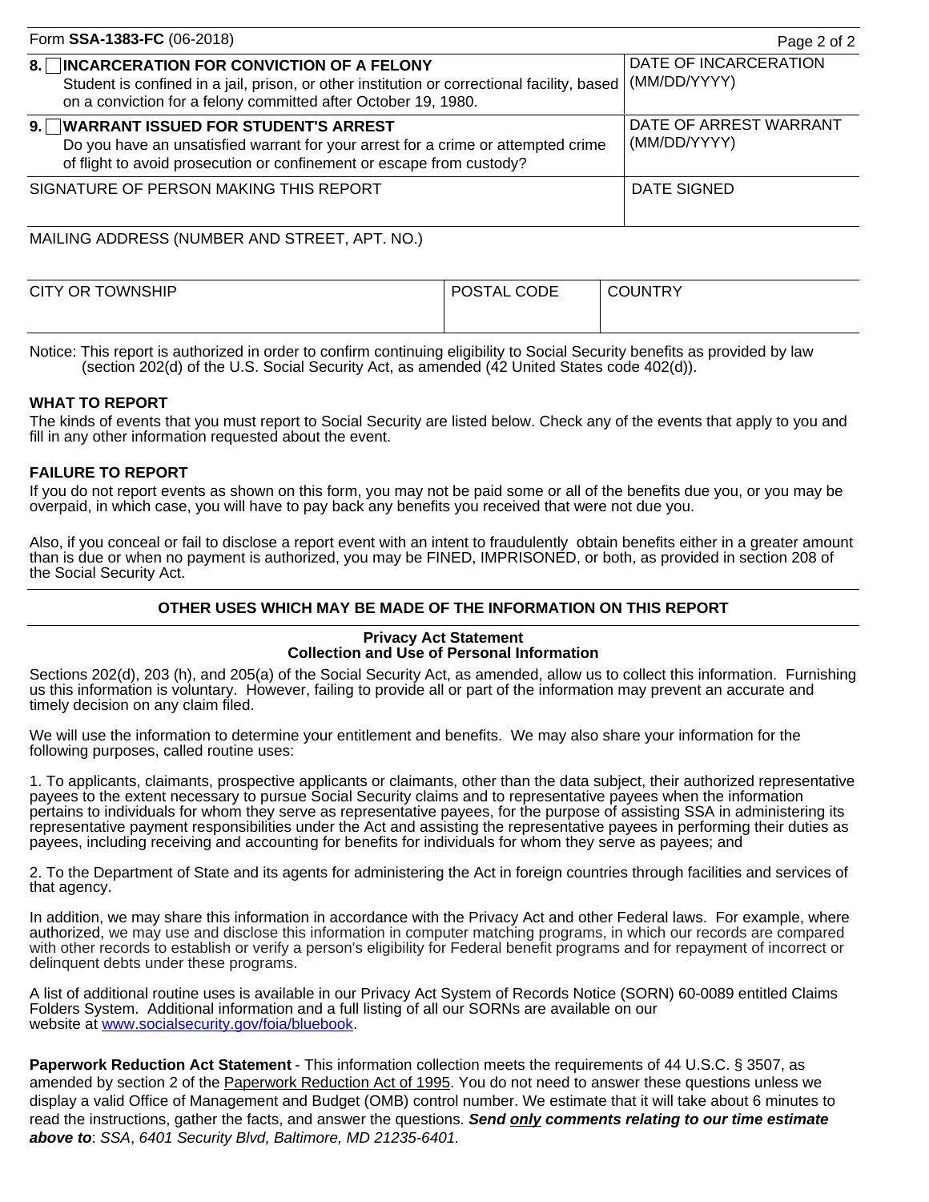Form **SSA-1383-FC** (06-2018)

| | |
|---|---|
| 8. ☐ **INCARCERATION FOR CONVICTION OF A FELONY** Student is confined in a jail, prison, or other institution or correctional facility, based on a conviction for a felony committed after October 19, 1980. | DATE OF INCARCERATION (MM/DD/YYYY) |
| 9. ☐ **WARRANT ISSUED FOR STUDENT'S ARREST** Do you have an unsatisfied warrant for your arrest for a crime or attempted crime of flight to avoid prosecution or confinement or escape from custody? | DATE OF ARREST WARRANT (MM/DD/YYYY) |
| SIGNATURE OF PERSON MAKING THIS REPORT | DATE SIGNED |

MAILING ADDRESS (NUMBER AND STREET, APT. NO.)

| CITY OR TOWNSHIP | POSTAL CODE | COUNTRY |
|---|---|---|
| | | |

Notice: This report is authorized in order to confirm continuing eligibility to Social Security benefits as provided by law (section 202(d) of the U.S. Social Security Act, as amended (42 United States code 402(d)).

### WHAT TO REPORT

The kinds of events that you must report to Social Security are listed below. Check any of the events that apply to you and fill in any other information requested about the event.

### FAILURE TO REPORT

If you do not report events as shown on this form, you may not be paid some or all of the benefits due you, or you may be overpaid, in which case, you will have to pay back any benefits you received that were not due you.

Also, if you conceal or fail to disclose a report event with an intent to fraudulently obtain benefits either in a greater amount than is due or when no payment is authorized, you may be FINED, IMPRISONED, or both, as provided in section 208 of the Social Security Act.

## OTHER USES WHICH MAY BE MADE OF THE INFORMATION ON THIS REPORT

**Privacy Act Statement**
**Collection and Use of Personal Information**

Sections 202(d), 203 (h), and 205(a) of the Social Security Act, as amended, allow us to collect this information. Furnishing us this information is voluntary. However, failing to provide all or part of the information may prevent an accurate and timely decision on any claim filed.

We will use the information to determine your entitlement and benefits. We may also share your information for the following purposes, called routine uses:

1. To applicants, claimants, prospective applicants or claimants, other than the data subject, their authorized representative payees to the extent necessary to pursue Social Security claims and to representative payees when the information pertains to individuals for whom they serve as representative payees, for the purpose of assisting SSA in administering its representative payment responsibilities under the Act and assisting the representative payees in performing their duties as payees, including receiving and accounting for benefits for individuals for whom they serve as payees; and

2. To the Department of State and its agents for administering the Act in foreign countries through facilities and services of that agency.

In addition, we may share this information in accordance with the Privacy Act and other Federal laws. For example, where authorized, we may use and disclose this information in computer matching programs, in which our records are compared with other records to establish or verify a person's eligibility for Federal benefit programs and for repayment of incorrect or delinquent debts under these programs.

A list of additional routine uses is available in our Privacy Act System of Records Notice (SORN) 60-0089 entitled Claims Folders System. Additional information and a full listing of all our SORNs are available on our website at www.socialsecurity.gov/foia/bluebook.

**Paperwork Reduction Act Statement** - This information collection meets the requirements of 44 U.S.C. § 3507, as amended by section 2 of the Paperwork Reduction Act of 1995. You do not need to answer these questions unless we display a valid Office of Management and Budget (OMB) control number. We estimate that it will take about 6 minutes to read the instructions, gather the facts, and answer the questions. ***Send only comments relating to our time estimate above to***: *SSA, 6401 Security Blvd, Baltimore, MD 21235-6401.*